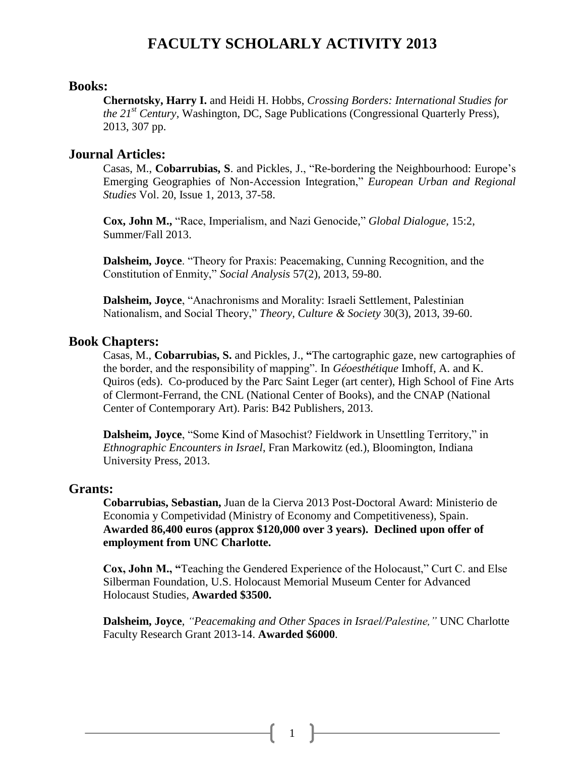# FACULTY SCHOLARLY ACTIVITY 2013

## Books:

**Chernotsky, Harry I.** and Heidi H. Hobbs, *Crossing Borders: International Studies for the 21st Century*, Washington, DC, Sage Publications (Congressional Quarterly Press), 2013, 307 pp.

## Journal Articles:

Casas, M., **Cobarrubias, S**. and Pickles, J., "Re-bordering the Neighbourhood: Europe's Emerging Geographies of Non-Accession Integration," *European Urban and Regional Studies* Vol. 20, Issue 1, 2013, 37-58.

**Cox, John M.,** "Race, Imperialism, and Nazi Genocide," *Global Dialogue,* 15:2, Summer/Fall 2013.

**Dalsheim, Joyce**. "Theory for Praxis: Peacemaking, Cunning Recognition, and the Constitution of Enmity," *Social Analysis* 57(2), 2013, 59-80.

**Dalsheim, Joyce**, "Anachronisms and Morality: Israeli Settlement, Palestinian Nationalism, and Social Theory," *Theory, Culture & Society* 30(3), 2013, 39-60.

## Book Chapters:

Casas, M., **Cobarrubias, S.** and Pickles, J., **"**The cartographic gaze, new cartographies of the border, and the responsibility of mapping". In *Géoesthétique* Imhoff, A. and K. Quiros (eds). Co-produced by the Parc Saint Leger (art center), High School of Fine Arts of Clermont-Ferrand, the CNL (National Center of Books), and the CNAP (National Center of Contemporary Art). Paris: B42 Publishers, 2013.

**Dalsheim, Joyce**, "Some Kind of Masochist? Fieldwork in Unsettling Territory," in *Ethnographic Encounters in Israel*, Fran Markowitz (ed.), Bloomington, Indiana University Press, 2013.

## Grants:

**Cobarrubias, Sebastian,** Juan de la Cierva 2013 Post-Doctoral Award: Ministerio de Economia y Competividad (Ministry of Economy and Competitiveness), Spain. **Awarded 86,400 euros (approx $120,000 over 3 years). Declined upon offer of employment from UNC Charlotte.**

**Cox, John M., "**Teaching the Gendered Experience of the Holocaust," Curt C. and Else Silberman Foundation, U.S. Holocaust Memorial Museum Center for Advanced Holocaust Studies, **Awarded $3500.**

**Dalsheim, Joyce**, *"Peacemaking and Other Spaces in Israel/Palestine,"* UNC Charlotte Faculty Research Grant 2013-14. **Awarded $6000**.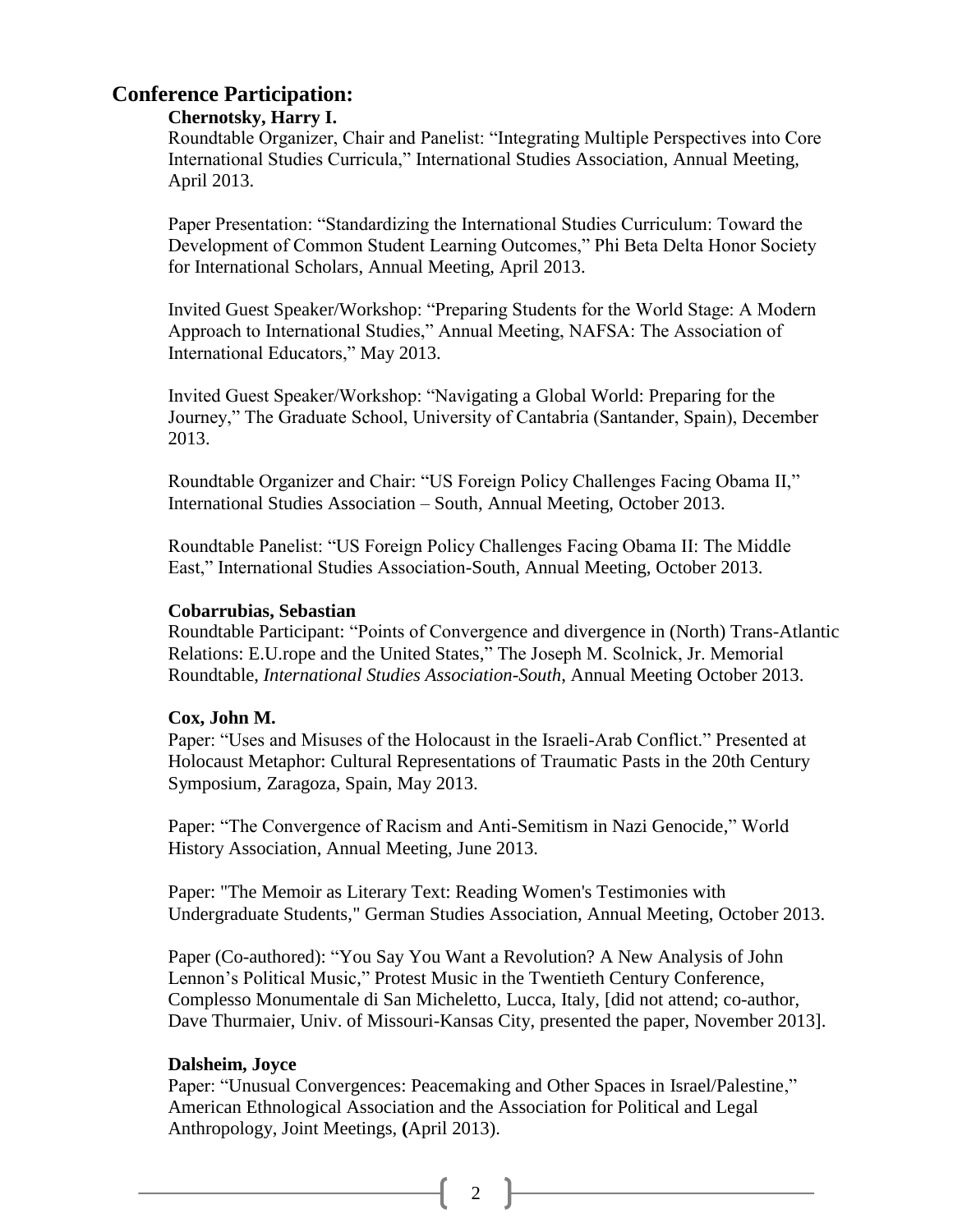## Conference Participation:

**Chernotsky, Harry I.**

Roundtable Organizer, Chair and Panelist: "Integrating Multiple Perspectives into Core International Studies Curricula," International Studies Association, Annual Meeting, April 2013.

Paper Presentation: "Standardizing the International Studies Curriculum: Toward the Development of Common Student Learning Outcomes," Phi Beta Delta Honor Society for International Scholars, Annual Meeting, April 2013.

Invited Guest Speaker/Workshop: "Preparing Students for the World Stage: A Modern Approach to International Studies," Annual Meeting, NAFSA: The Association of International Educators," May 2013.

Invited Guest Speaker/Workshop: "Navigating a Global World: Preparing for the Journey," The Graduate School, University of Cantabria (Santander, Spain), December 2013.

Roundtable Organizer and Chair: "US Foreign Policy Challenges Facing Obama II," International Studies Association – South, Annual Meeting, October 2013.

Roundtable Panelist: "US Foreign Policy Challenges Facing Obama II: The Middle East," International Studies Association-South, Annual Meeting, October 2013.

**Cobarrubias, Sebastian**

Roundtable Participant: "Points of Convergence and divergence in (North) Trans-Atlantic Relations: E.U.rope and the United States," The Joseph M. Scolnick, Jr. Memorial Roundtable, *International Studies Association-South*, Annual Meeting October 2013.

**Cox, John M.**

Paper: "Uses and Misuses of the Holocaust in the Israeli-Arab Conflict." Presented at Holocaust Metaphor: Cultural Representations of Traumatic Pasts in the 20th Century Symposium, Zaragoza, Spain, May 2013.

Paper: "The Convergence of Racism and Anti-Semitism in Nazi Genocide," World History Association, Annual Meeting, June 2013.

Paper: "The Memoir as Literary Text: Reading Women's Testimonies with Undergraduate Students," German Studies Association, Annual Meeting, October 2013.

Paper (Co-authored): "You Say You Want a Revolution? A New Analysis of John Lennon's Political Music," Protest Music in the Twentieth Century Conference, Complesso Monumentale di San Micheletto, Lucca, Italy, [did not attend; co-author, Dave Thurmaier, Univ. of Missouri-Kansas City, presented the paper, November 2013].

**Dalsheim, Joyce**

Paper: "Unusual Convergences: Peacemaking and Other Spaces in Israel/Palestine," American Ethnological Association and the Association for Political and Legal Anthropology, Joint Meetings, **(**April 2013).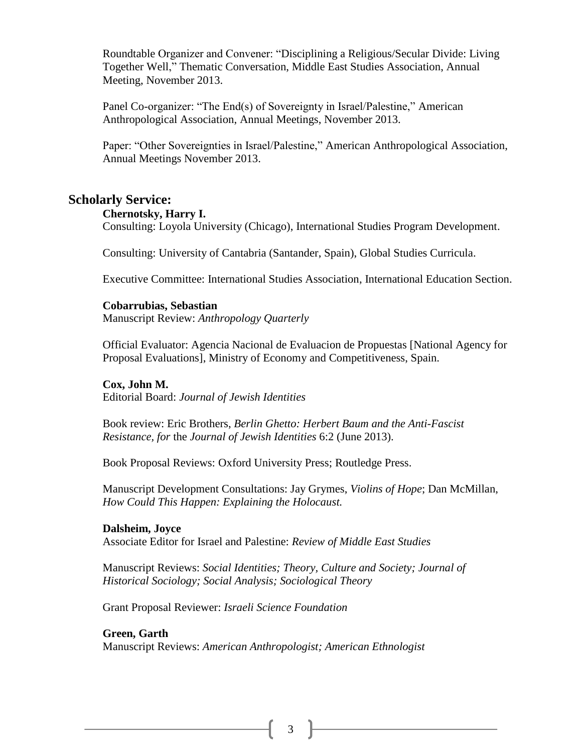Roundtable Organizer and Convener: "Disciplining a Religious/Secular Divide: Living Together Well," Thematic Conversation, Middle East Studies Association, Annual Meeting, November 2013.

Panel Co-organizer: "The End(s) of Sovereignty in Israel/Palestine," American Anthropological Association, Annual Meetings, November 2013.

Paper: "Other Sovereignties in Israel/Palestine," American Anthropological Association, Annual Meetings November 2013.

## Scholarly Service:

**Chernotsky, Harry I.**

Consulting: Loyola University (Chicago), International Studies Program Development.

Consulting: University of Cantabria (Santander, Spain), Global Studies Curricula.

Executive Committee: International Studies Association, International Education Section.

**Cobarrubias, Sebastian**

Manuscript Review: *Anthropology Quarterly*

Official Evaluator: Agencia Nacional de Evaluacion de Propuestas [National Agency for Proposal Evaluations], Ministry of Economy and Competitiveness, Spain.

**Cox, John M.**

Editorial Board: *Journal of Jewish Identities*

Book review: Eric Brothers, *Berlin Ghetto: Herbert Baum and the Anti-Fascist Resistance, for* the *Journal of Jewish Identities* 6:2 (June 2013).

Book Proposal Reviews: Oxford University Press; Routledge Press.

Manuscript Development Consultations: Jay Grymes, *Violins of Hope*; Dan McMillan, *How Could This Happen: Explaining the Holocaust.*

**Dalsheim, Joyce**

Associate Editor for Israel and Palestine: *Review of Middle East Studies*

Manuscript Reviews: *Social Identities; Theory, Culture and Society; Journal of Historical Sociology; Social Analysis; Sociological Theory*

Grant Proposal Reviewer: *Israeli Science Foundation*

**Green, Garth**

Manuscript Reviews: *American Anthropologist; American Ethnologist*